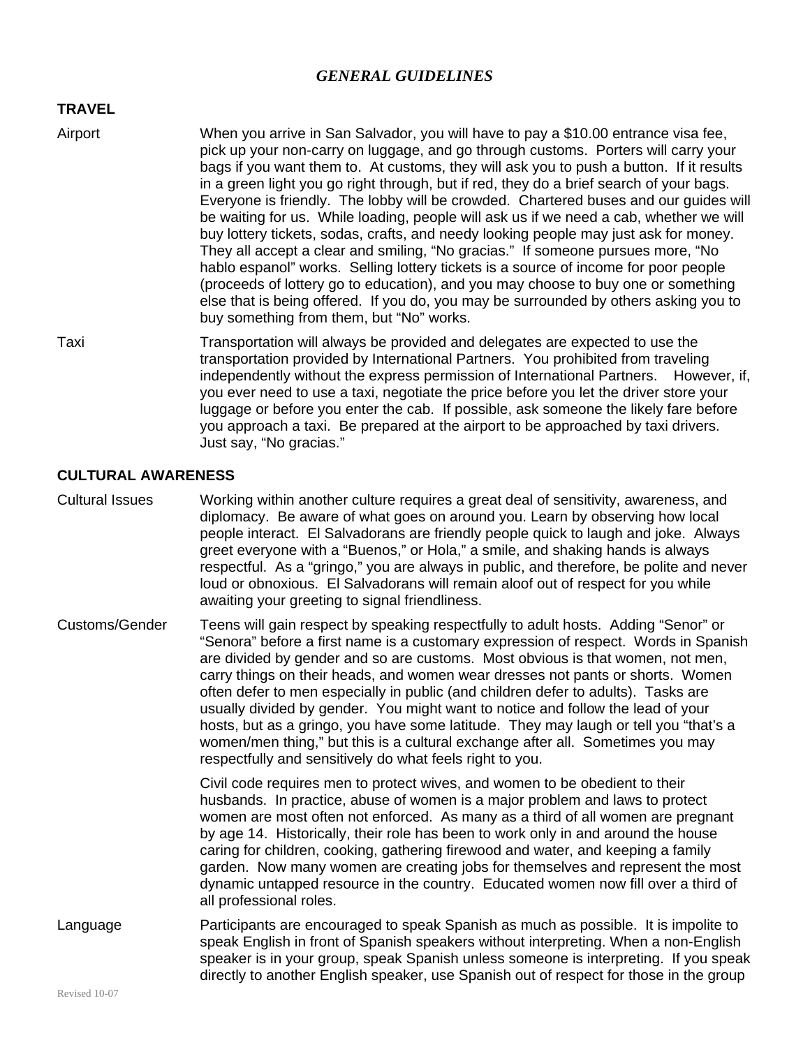# *GENERAL GUIDELINES*

## TRAVEL

**Airport**

When you arrive in San Salvador, you will have to pay a $10.00 entrance visa fee, pick up your non-carry on luggage, and go through customs. Porters will carry your bags if you want them to. At customs, they will ask you to push a button. If it results in a green light you go right through, but if red, they do a brief search of your bags. Everyone is friendly. The lobby will be crowded. Chartered buses and our guides will be waiting for us. While loading, people will ask us if we need a cab, whether we will buy lottery tickets, sodas, crafts, and needy looking people may just ask for money. They all accept a clear and smiling, "No gracias." If someone pursues more, "No hablo espanol" works. Selling lottery tickets is a source of income for poor people (proceeds of lottery go to education), and you may choose to buy one or something else that is being offered. If you do, you may be surrounded by others asking you to buy something from them, but "No" works.

**Taxi**

Transportation will always be provided and delegates are expected to use the transportation provided by International Partners. You prohibited from traveling independently without the express permission of International Partners. However, if, you ever need to use a taxi, negotiate the price before you let the driver store your luggage or before you enter the cab. If possible, ask someone the likely fare before you approach a taxi. Be prepared at the airport to be approached by taxi drivers. Just say, "No gracias."

## CULTURAL AWARENESS

**Cultural Issues**

Working within another culture requires a great deal of sensitivity, awareness, and diplomacy. Be aware of what goes on around you. Learn by observing how local people interact. El Salvadorans are friendly people quick to laugh and joke. Always greet everyone with a "Buenos," or Hola," a smile, and shaking hands is always respectful. As a "gringo," you are always in public, and therefore, be polite and never loud or obnoxious. El Salvadorans will remain aloof out of respect for you while awaiting your greeting to signal friendliness.

**Customs/Gender**

Teens will gain respect by speaking respectfully to adult hosts. Adding "Senor" or "Senora" before a first name is a customary expression of respect. Words in Spanish are divided by gender and so are customs. Most obvious is that women, not men, carry things on their heads, and women wear dresses not pants or shorts. Women often defer to men especially in public (and children defer to adults). Tasks are usually divided by gender. You might want to notice and follow the lead of your hosts, but as a gringo, you have some latitude. They may laugh or tell you "that's a women/men thing," but this is a cultural exchange after all. Sometimes you may respectfully and sensitively do what feels right to you.

Civil code requires men to protect wives, and women to be obedient to their husbands. In practice, abuse of women is a major problem and laws to protect women are most often not enforced. As many as a third of all women are pregnant by age 14. Historically, their role has been to work only in and around the house caring for children, cooking, gathering firewood and water, and keeping a family garden. Now many women are creating jobs for themselves and represent the most dynamic untapped resource in the country. Educated women now fill over a third of all professional roles.

**Language**

Participants are encouraged to speak Spanish as much as possible. It is impolite to speak English in front of Spanish speakers without interpreting. When a non-English speaker is in your group, speak Spanish unless someone is interpreting. If you speak directly to another English speaker, use Spanish out of respect for those in the group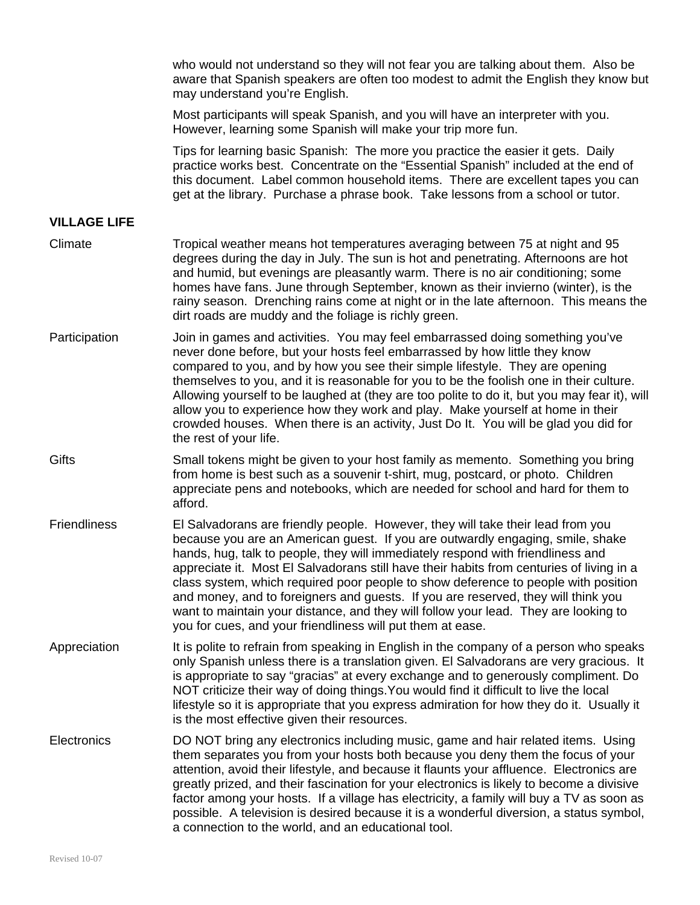who would not understand so they will not fear you are talking about them. Also be aware that Spanish speakers are often too modest to admit the English they know but may understand you're English.

Most participants will speak Spanish, and you will have an interpreter with you. However, learning some Spanish will make your trip more fun.

Tips for learning basic Spanish: The more you practice the easier it gets. Daily practice works best. Concentrate on the "Essential Spanish" included at the end of this document. Label common household items. There are excellent tapes you can get at the library. Purchase a phrase book. Take lessons from a school or tutor.

## VILLAGE LIFE

**Climate**

Tropical weather means hot temperatures averaging between 75 at night and 95 degrees during the day in July. The sun is hot and penetrating. Afternoons are hot and humid, but evenings are pleasantly warm. There is no air conditioning; some homes have fans. June through September, known as their invierno (winter), is the rainy season. Drenching rains come at night or in the late afternoon. This means the dirt roads are muddy and the foliage is richly green.

**Participation**

Join in games and activities. You may feel embarrassed doing something you've never done before, but your hosts feel embarrassed by how little they know compared to you, and by how you see their simple lifestyle. They are opening themselves to you, and it is reasonable for you to be the foolish one in their culture. Allowing yourself to be laughed at (they are too polite to do it, but you may fear it), will allow you to experience how they work and play. Make yourself at home in their crowded houses. When there is an activity, Just Do It. You will be glad you did for the rest of your life.

**Gifts**

Small tokens might be given to your host family as memento. Something you bring from home is best such as a souvenir t-shirt, mug, postcard, or photo. Children appreciate pens and notebooks, which are needed for school and hard for them to afford.

**Friendliness**

El Salvadorans are friendly people. However, they will take their lead from you because you are an American guest. If you are outwardly engaging, smile, shake hands, hug, talk to people, they will immediately respond with friendliness and appreciate it. Most El Salvadorans still have their habits from centuries of living in a class system, which required poor people to show deference to people with position and money, and to foreigners and guests. If you are reserved, they will think you want to maintain your distance, and they will follow your lead. They are looking to you for cues, and your friendliness will put them at ease.

**Appreciation**

It is polite to refrain from speaking in English in the company of a person who speaks only Spanish unless there is a translation given. El Salvadorans are very gracious. It is appropriate to say "gracias" at every exchange and to generously compliment. Do NOT criticize their way of doing things.You would find it difficult to live the local lifestyle so it is appropriate that you express admiration for how they do it. Usually it is the most effective given their resources.

**Electronics**

DO NOT bring any electronics including music, game and hair related items. Using them separates you from your hosts both because you deny them the focus of your attention, avoid their lifestyle, and because it flaunts your affluence. Electronics are greatly prized, and their fascination for your electronics is likely to become a divisive factor among your hosts. If a village has electricity, a family will buy a TV as soon as possible. A television is desired because it is a wonderful diversion, a status symbol, a connection to the world, and an educational tool.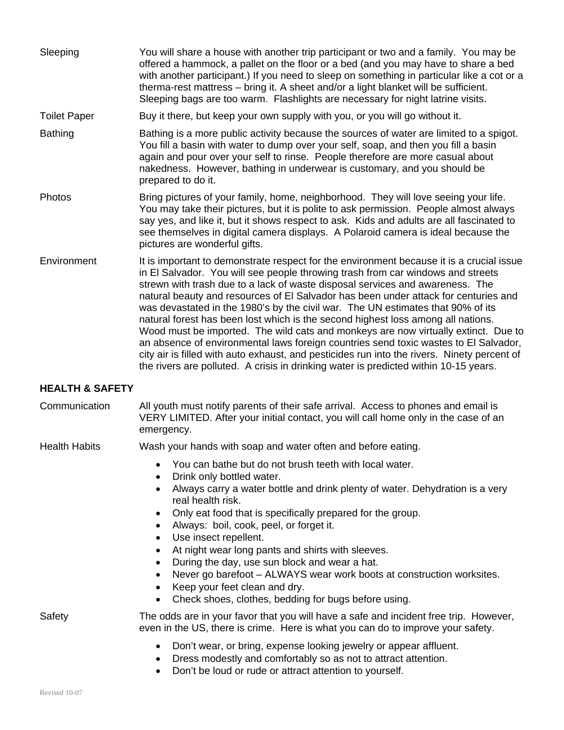**Sleeping** You will share a house with another trip participant or two and a family. You may be offered a hammock, a pallet on the floor or a bed (and you may have to share a bed with another participant.) If you need to sleep on something in particular like a cot or a therma-rest mattress – bring it. A sheet and/or a light blanket will be sufficient. Sleeping bags are too warm. Flashlights are necessary for night latrine visits.

**Toilet Paper** Buy it there, but keep your own supply with you, or you will go without it.

**Bathing** Bathing is a more public activity because the sources of water are limited to a spigot. You fill a basin with water to dump over your self, soap, and then you fill a basin again and pour over your self to rinse. People therefore are more casual about nakedness. However, bathing in underwear is customary, and you should be prepared to do it.

**Photos** Bring pictures of your family, home, neighborhood. They will love seeing your life. You may take their pictures, but it is polite to ask permission. People almost always say yes, and like it, but it shows respect to ask. Kids and adults are all fascinated to see themselves in digital camera displays. A Polaroid camera is ideal because the pictures are wonderful gifts.

**Environment** It is important to demonstrate respect for the environment because it is a crucial issue in El Salvador. You will see people throwing trash from car windows and streets strewn with trash due to a lack of waste disposal services and awareness. The natural beauty and resources of El Salvador has been under attack for centuries and was devastated in the 1980's by the civil war. The UN estimates that 90% of its natural forest has been lost which is the second highest loss among all nations. Wood must be imported. The wild cats and monkeys are now virtually extinct. Due to an absence of environmental laws foreign countries send toxic wastes to El Salvador, city air is filled with auto exhaust, and pesticides run into the rivers. Ninety percent of the rivers are polluted. A crisis in drinking water is predicted within 10-15 years.

## HEALTH & SAFETY

**Communication** All youth must notify parents of their safe arrival. Access to phones and email is VERY LIMITED. After your initial contact, you will call home only in the case of an emergency.

**Health Habits** Wash your hands with soap and water often and before eating.

- You can bathe but do not brush teeth with local water.
- Drink only bottled water.
- Always carry a water bottle and drink plenty of water. Dehydration is a very real health risk.
- Only eat food that is specifically prepared for the group.
- Always: boil, cook, peel, or forget it.
- Use insect repellent.
- At night wear long pants and shirts with sleeves.
- During the day, use sun block and wear a hat.
- Never go barefoot – ALWAYS wear work boots at construction worksites.
- Keep your feet clean and dry.
- Check shoes, clothes, bedding for bugs before using.

**Safety** The odds are in your favor that you will have a safe and incident free trip. However, even in the US, there is crime. Here is what you can do to improve your safety.

- Don't wear, or bring, expense looking jewelry or appear affluent.
- Dress modestly and comfortably so as not to attract attention.
- Don't be loud or rude or attract attention to yourself.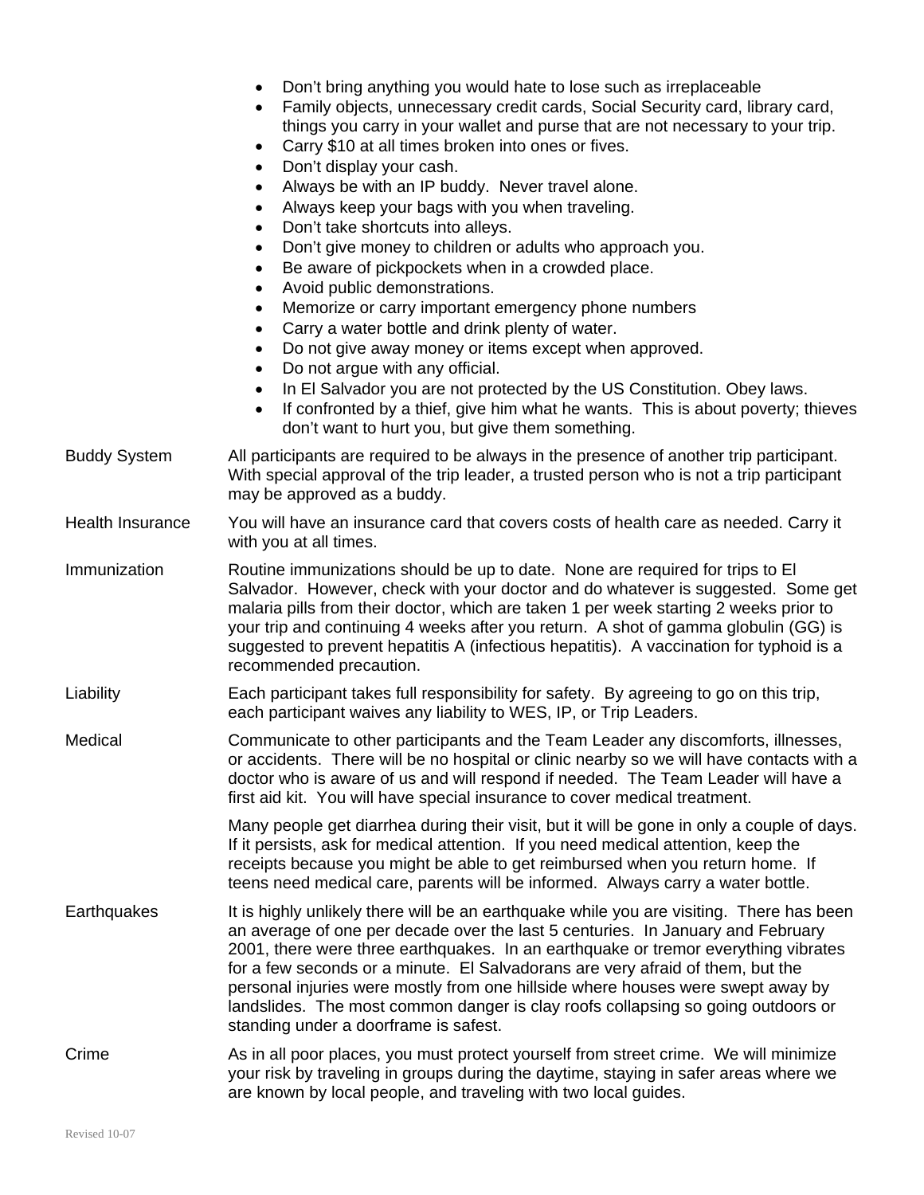- Don't bring anything you would hate to lose such as irreplaceable
- Family objects, unnecessary credit cards, Social Security card, library card, things you carry in your wallet and purse that are not necessary to your trip.
- Carry $10 at all times broken into ones or fives.
- Don't display your cash.
- Always be with an IP buddy. Never travel alone.
- Always keep your bags with you when traveling.
- Don't take shortcuts into alleys.
- Don't give money to children or adults who approach you.
- Be aware of pickpockets when in a crowded place.
- Avoid public demonstrations.
- Memorize or carry important emergency phone numbers
- Carry a water bottle and drink plenty of water.
- Do not give away money or items except when approved.
- Do not argue with any official.
- In El Salvador you are not protected by the US Constitution. Obey laws.
- If confronted by a thief, give him what he wants. This is about poverty; thieves don't want to hurt you, but give them something.

**Buddy System**

All participants are required to be always in the presence of another trip participant. With special approval of the trip leader, a trusted person who is not a trip participant may be approved as a buddy.

**Health Insurance**

You will have an insurance card that covers costs of health care as needed. Carry it with you at all times.

**Immunization**

Routine immunizations should be up to date. None are required for trips to El Salvador. However, check with your doctor and do whatever is suggested. Some get malaria pills from their doctor, which are taken 1 per week starting 2 weeks prior to your trip and continuing 4 weeks after you return. A shot of gamma globulin (GG) is suggested to prevent hepatitis A (infectious hepatitis). A vaccination for typhoid is a recommended precaution.

**Liability**

Each participant takes full responsibility for safety. By agreeing to go on this trip, each participant waives any liability to WES, IP, or Trip Leaders.

**Medical**

Communicate to other participants and the Team Leader any discomforts, illnesses, or accidents. There will be no hospital or clinic nearby so we will have contacts with a doctor who is aware of us and will respond if needed. The Team Leader will have a first aid kit. You will have special insurance to cover medical treatment.

Many people get diarrhea during their visit, but it will be gone in only a couple of days. If it persists, ask for medical attention. If you need medical attention, keep the receipts because you might be able to get reimbursed when you return home. If teens need medical care, parents will be informed. Always carry a water bottle.

**Earthquakes**

It is highly unlikely there will be an earthquake while you are visiting. There has been an average of one per decade over the last 5 centuries. In January and February 2001, there were three earthquakes. In an earthquake or tremor everything vibrates for a few seconds or a minute. El Salvadorans are very afraid of them, but the personal injuries were mostly from one hillside where houses were swept away by landslides. The most common danger is clay roofs collapsing so going outdoors or standing under a doorframe is safest.

**Crime**

As in all poor places, you must protect yourself from street crime. We will minimize your risk by traveling in groups during the daytime, staying in safer areas where we are known by local people, and traveling with two local guides.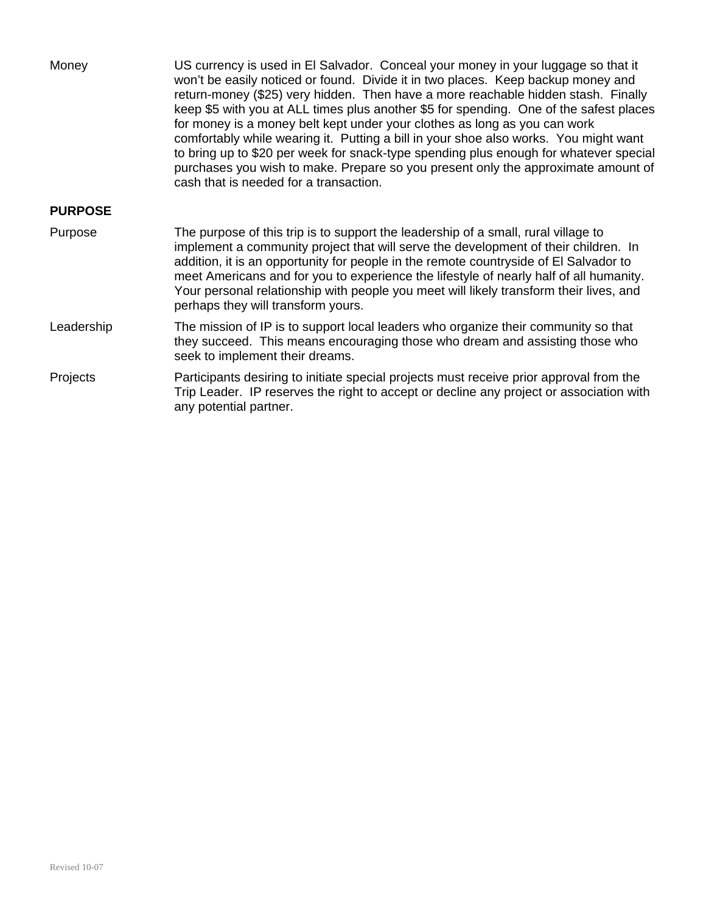Money US currency is used in El Salvador. Conceal your money in your luggage so that it won't be easily noticed or found. Divide it in two places. Keep backup money and return-money ($25) very hidden. Then have a more reachable hidden stash. Finally keep $5 with you at ALL times plus another $5 for spending. One of the safest places for money is a money belt kept under your clothes as long as you can work comfortably while wearing it. Putting a bill in your shoe also works. You might want to bring up to $20 per week for snack-type spending plus enough for whatever special purchases you wish to make. Prepare so you present only the approximate amount of cash that is needed for a transaction.

**PURPOSE**

Purpose The purpose of this trip is to support the leadership of a small, rural village to implement a community project that will serve the development of their children. In addition, it is an opportunity for people in the remote countryside of El Salvador to meet Americans and for you to experience the lifestyle of nearly half of all humanity. Your personal relationship with people you meet will likely transform their lives, and perhaps they will transform yours.

Leadership The mission of IP is to support local leaders who organize their community so that they succeed. This means encouraging those who dream and assisting those who seek to implement their dreams.

Projects Participants desiring to initiate special projects must receive prior approval from the Trip Leader. IP reserves the right to accept or decline any project or association with any potential partner.